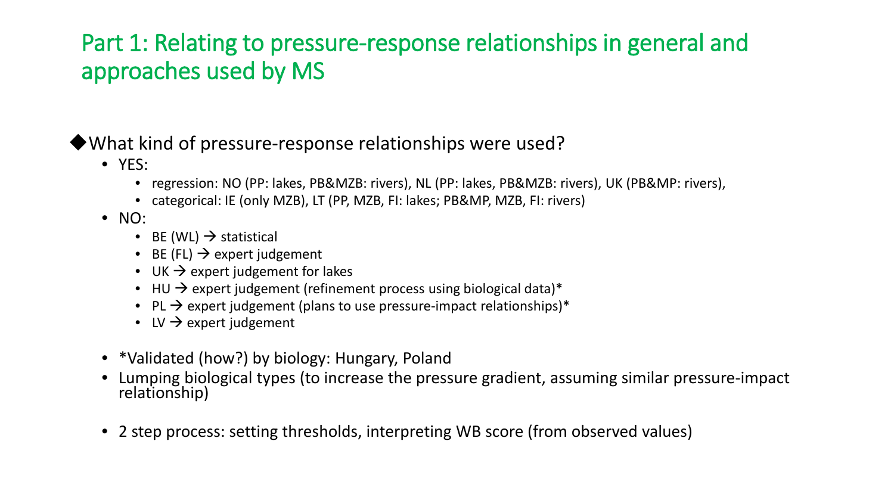# Part 1: Relating to pressure-response relationships in general and approaches used by MS

◆What kind of pressure-response relationships were used?

- YES:
  - regression: NO (PP: lakes, PB&MZB: rivers), NL (PP: lakes, PB&MZB: rivers), UK (PB&MP: rivers),
  - categorical: IE (only MZB), LT (PP, MZB, FI: lakes; PB&MP, MZB, FI: rivers)
- NO:
  - BE (WL) → statistical
  - BE (FL) → expert judgement
  - UK → expert judgement for lakes
  - HU → expert judgement (refinement process using biological data)*
  - PL → expert judgement (plans to use pressure-impact relationships)*
  - LV → expert judgement

- *Validated (how?) by biology: Hungary, Poland
- Lumping biological types (to increase the pressure gradient, assuming similar pressure-impact relationship)

- 2 step process: setting thresholds, interpreting WB score (from observed values)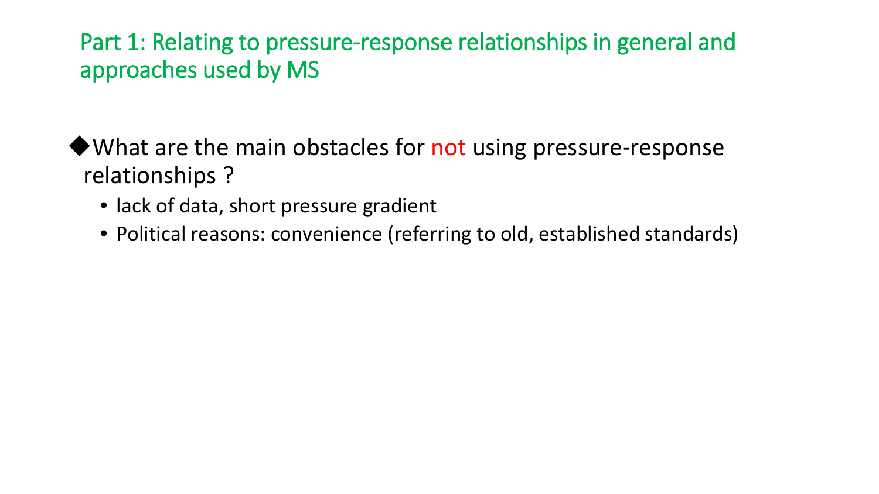## Part 1: Relating to pressure-response relationships in general and approaches used by MS

- What are the main obstacles for not using pressure-response relationships ?
  - lack of data, short pressure gradient
  - Political reasons: convenience (referring to old, established standards)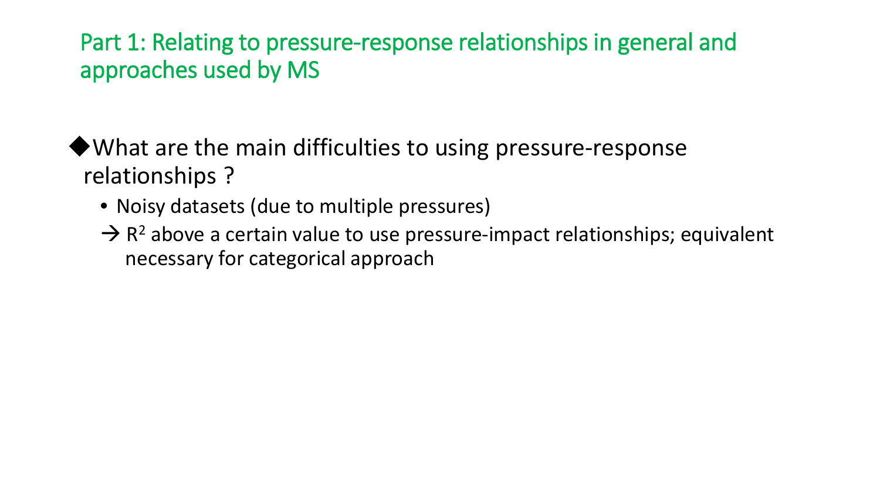## Part 1: Relating to pressure-response relationships in general and approaches used by MS

◆What are the main difficulties to using pressure-response relationships ?

- Noisy datasets (due to multiple pressures)

→ $R^2$ above a certain value to use pressure-impact relationships; equivalent necessary for categorical approach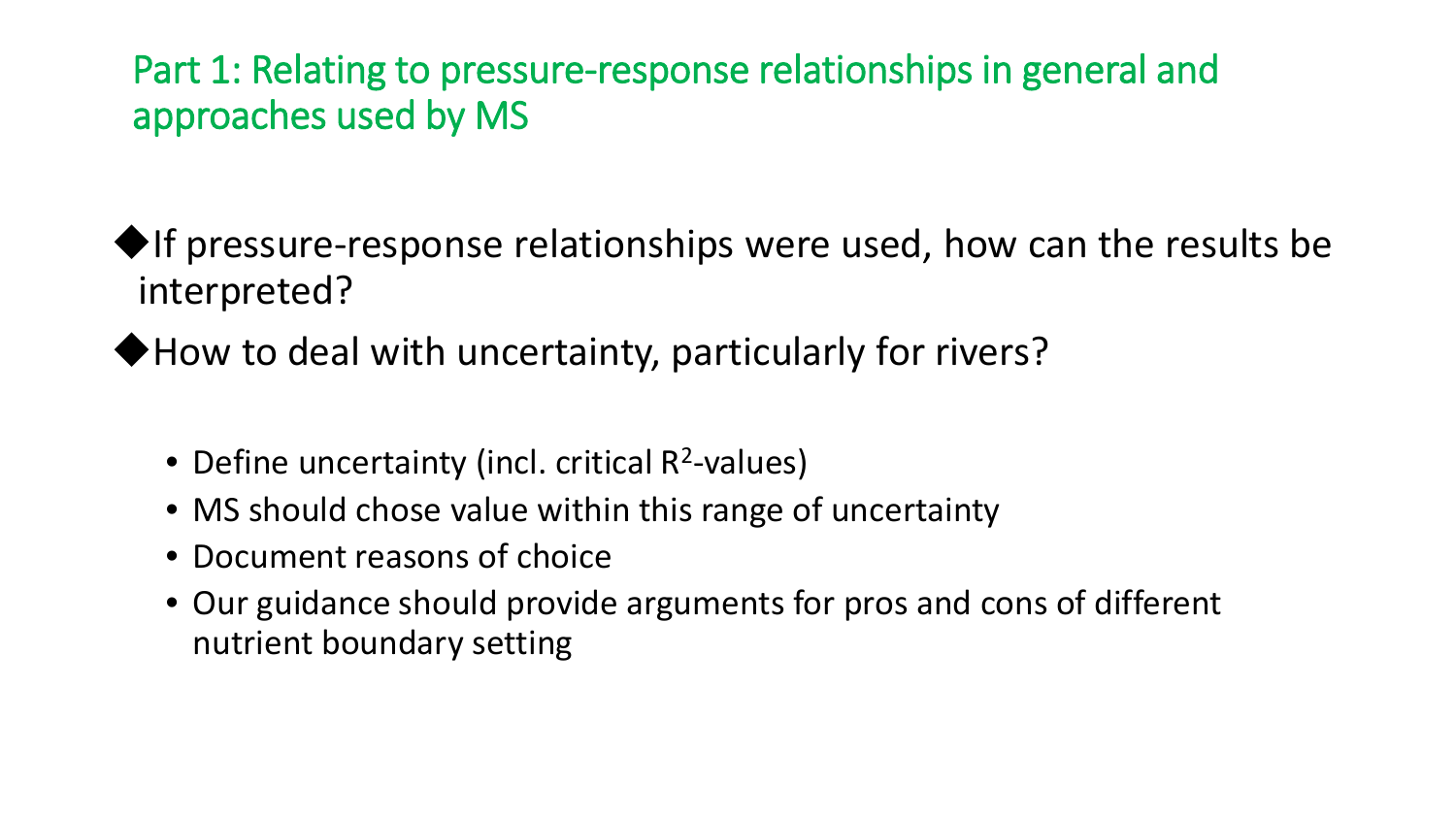## Part 1: Relating to pressure-response relationships in general and approaches used by MS

- If pressure-response relationships were used, how can the results be interpreted?
- How to deal with uncertainty, particularly for rivers?
  - Define uncertainty (incl. critical $R^2$-values)
  - MS should chose value within this range of uncertainty
  - Document reasons of choice
  - Our guidance should provide arguments for pros and cons of different nutrient boundary setting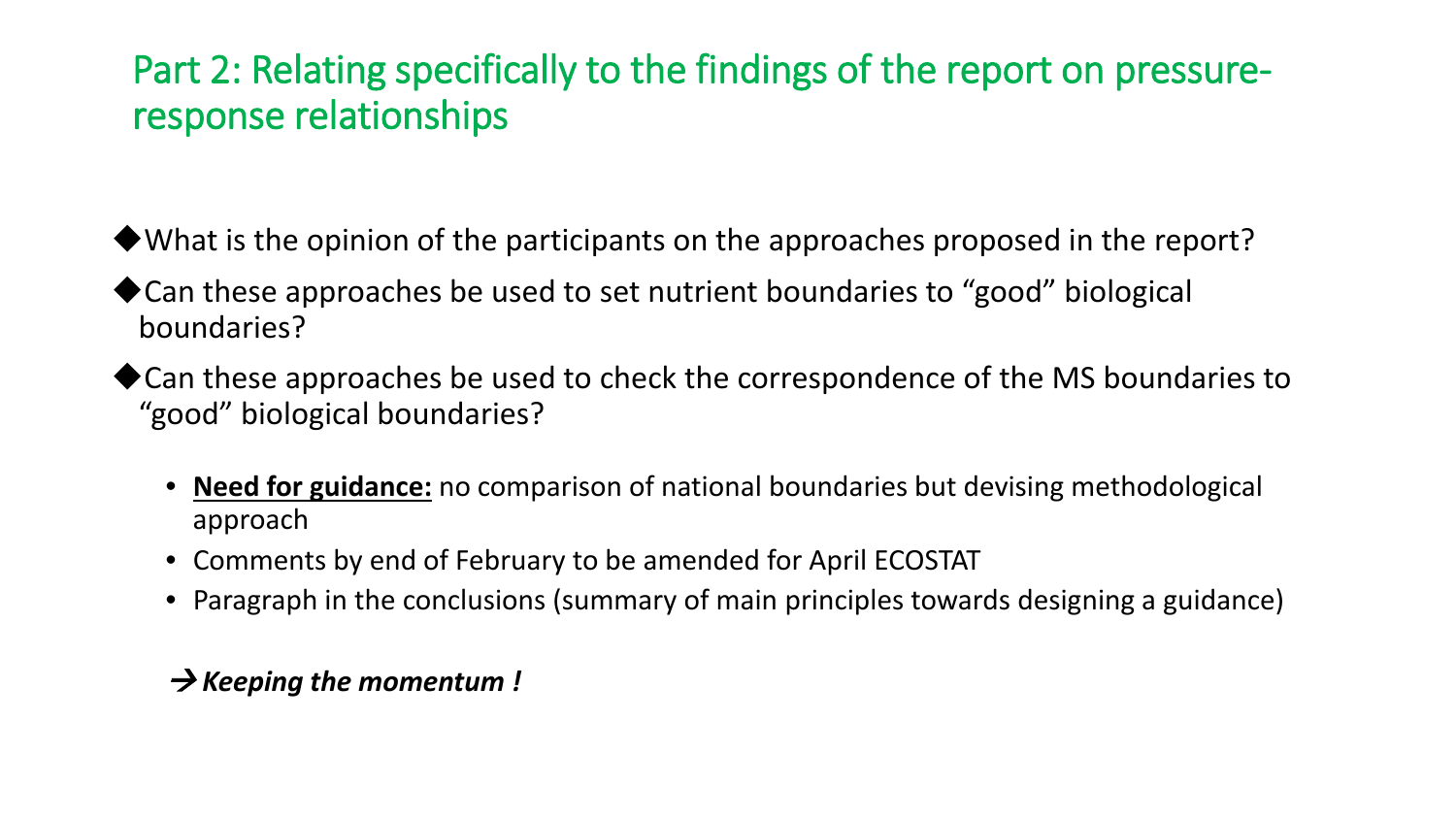# Part 2: Relating specifically to the findings of the report on pressure-response relationships

- ◆What is the opinion of the participants on the approaches proposed in the report?
- ◆Can these approaches be used to set nutrient boundaries to "good" biological boundaries?
- ◆Can these approaches be used to check the correspondence of the MS boundaries to "good" biological boundaries?
  - **Need for guidance:** no comparison of national boundaries but devising methodological approach
  - Comments by end of February to be amended for April ECOSTAT
  - Paragraph in the conclusions (summary of main principles towards designing a guidance)

→ ***Keeping the momentum !***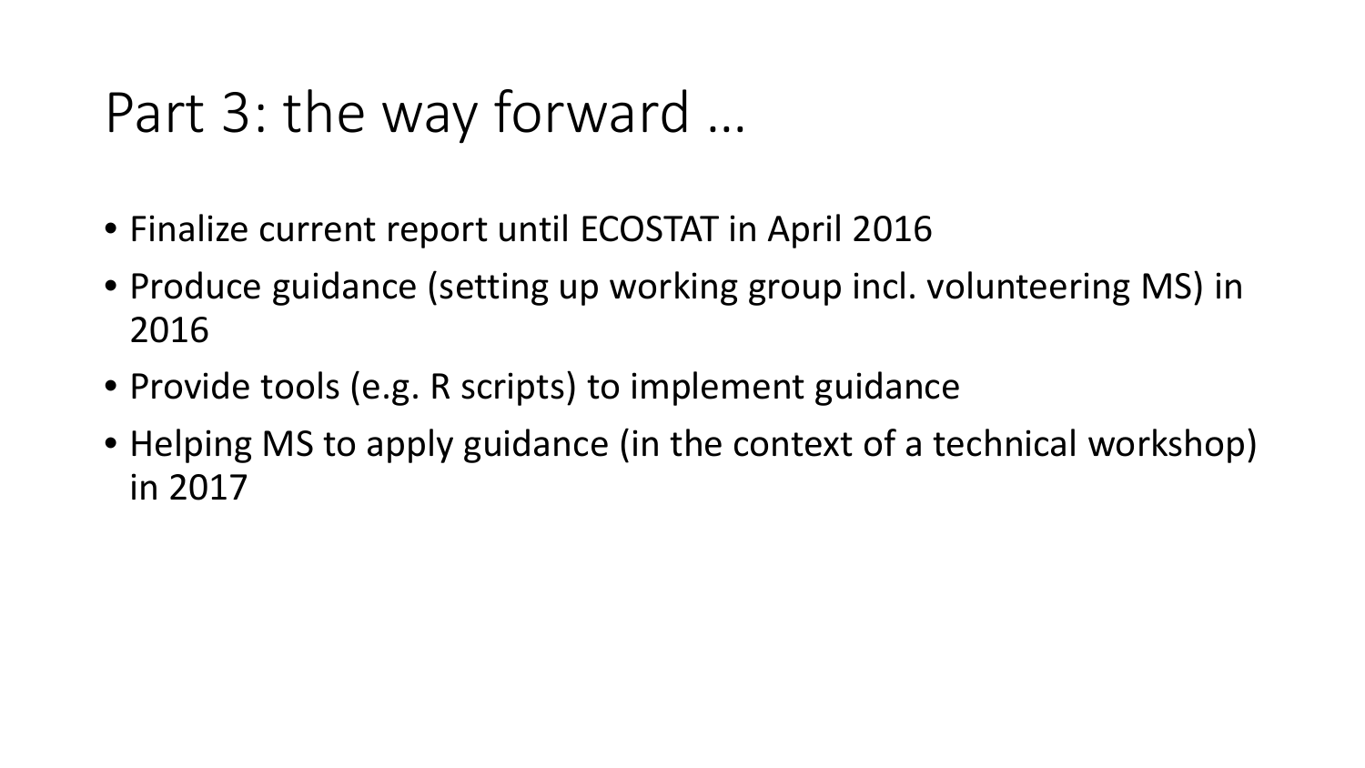# Part 3: the way forward …

- Finalize current report until ECOSTAT in April 2016
- Produce guidance (setting up working group incl. volunteering MS) in 2016
- Provide tools (e.g. R scripts) to implement guidance
- Helping MS to apply guidance (in the context of a technical workshop) in 2017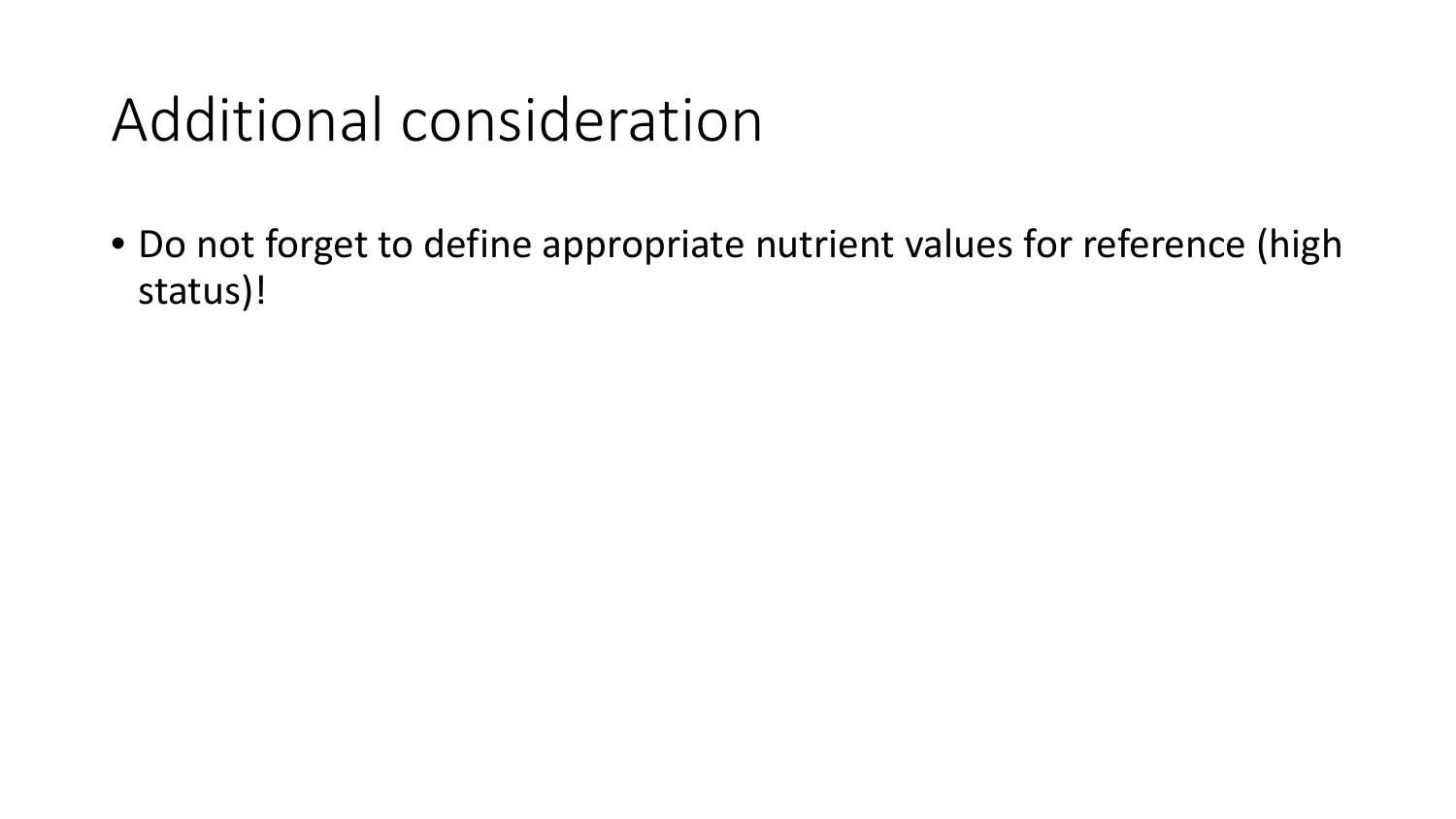# Additional consideration

- Do not forget to define appropriate nutrient values for reference (high status)!